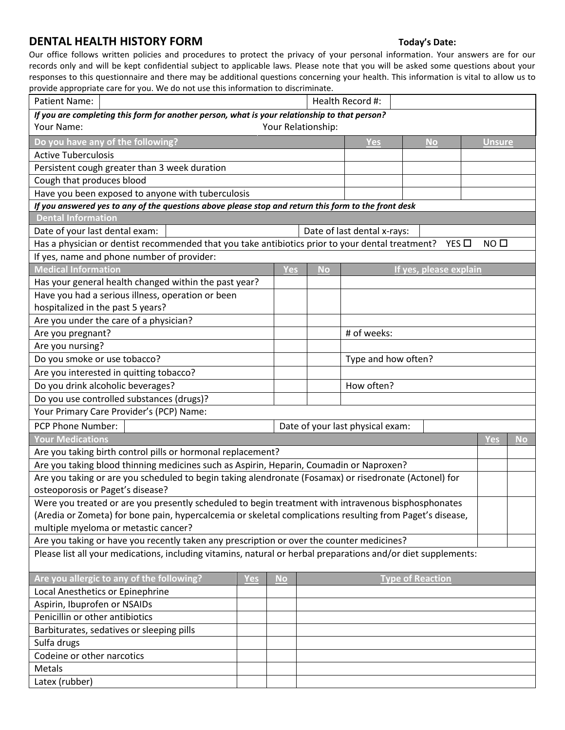# DENTAL HEALTH HISTORY FORM

**Today's Date:**

Our office follows written policies and procedures to protect the privacy of your personal information. Your answers are for our records only and will be kept confidential subject to applicable laws. Please note that you will be asked some questions about your responses to this questionnaire and there may be additional questions concerning your health. This information is vital to allow us to provide appropriate care for you. We do not use this information to discriminate.

| Patient Name: | | Health Record #: | |
|---|---|---|---|

***If you are completing this form for another person, what is your relationship to that person?***

Your Name: Your Relationship:

| Do you have any of the following? | Yes | No | Unsure |
|---|---|---|---|
| Active Tuberculosis | | | |
| Persistent cough greater than 3 week duration | | | |
| Cough that produces blood | | | |
| Have you been exposed to anyone with tuberculosis | | | |

***If you answered yes to any of the questions above please stop and return this form to the front desk***

## Dental Information

| Date of your last dental exam: | | Date of last dental x-rays: | |
|---|---|---|---|

Has a physician or dentist recommended that you take antibiotics prior to your dental treatment? YES ☐ NO ☐

If yes, name and phone number of provider:

| Medical Information | Yes | No | If yes, please explain |
|---|---|---|---|
| Has your general health changed within the past year? | | | |
| Have you had a serious illness, operation or been hospitalized in the past 5 years? | | | |
| Are you under the care of a physician? | | | |
| Are you pregnant? | | | # of weeks: |
| Are you nursing? | | | |
| Do you smoke or use tobacco? | | | Type and how often? |
| Are you interested in quitting tobacco? | | | |
| Do you drink alcoholic beverages? | | | How often? |
| Do you use controlled substances (drugs)? | | | |

Your Primary Care Provider's (PCP) Name:

| PCP Phone Number: | | Date of your last physical exam: | |
|---|---|---|---|

| Your Medications | Yes | No |
|---|---|---|
| Are you taking birth control pills or hormonal replacement? | | |
| Are you taking blood thinning medicines such as Aspirin, Heparin, Coumadin or Naproxen? | | |
| Are you taking or are you scheduled to begin taking alendronate (Fosamax) or risedronate (Actonel) for osteoporosis or Paget's disease? | | |
| Were you treated or are you presently scheduled to begin treatment with intravenous bisphosphonates (Aredia or Zometa) for bone pain, hypercalcemia or skeletal complications resulting from Paget's disease, multiple myeloma or metastic cancer? | | |
| Are you taking or have you recently taken any prescription or over the counter medicines? | | |

Please list all your medications, including vitamins, natural or herbal preparations and/or diet supplements:

| Are you allergic to any of the following? | Yes | No | Type of Reaction |
|---|---|---|---|
| Local Anesthetics or Epinephrine | | | |
| Aspirin, Ibuprofen or NSAIDs | | | |
| Penicillin or other antibiotics | | | |
| Barbiturates, sedatives or sleeping pills | | | |
| Sulfa drugs | | | |
| Codeine or other narcotics | | | |
| Metals | | | |
| Latex (rubber) | | | |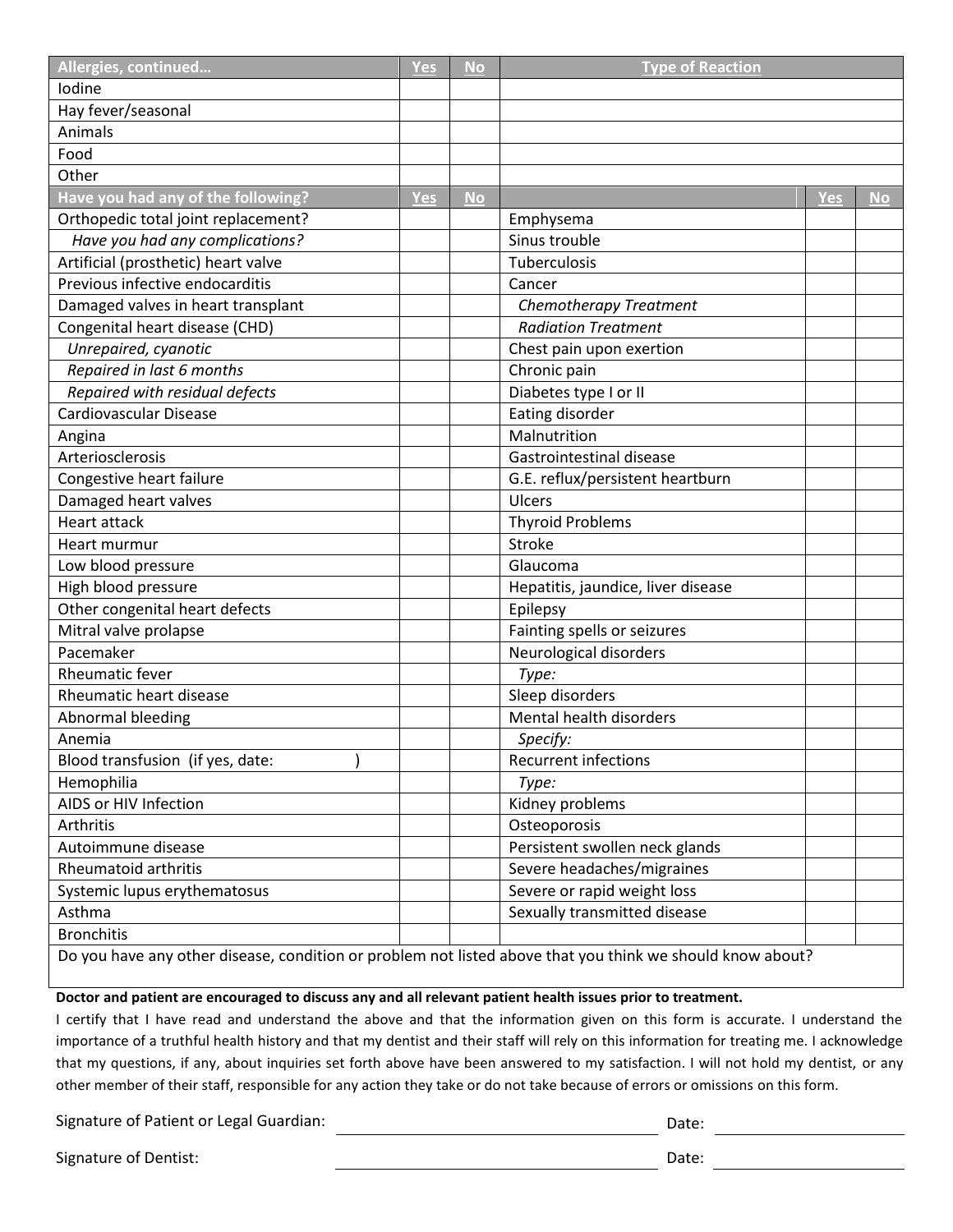| Allergies, continued… | Yes | No | Type of Reaction | | |
|---|---|---|---|---|---|
| Iodine | | | | | |
| Hay fever/seasonal | | | | | |
| Animals | | | | | |
| Food | | | | | |
| Other | | | | | |
| **Have you had any of the following?** | **Yes** | **No** | | **Yes** | **No** |
| Orthopedic total joint replacement? | | | Emphysema | | |
| *Have you had any complications?* | | | Sinus trouble | | |
| Artificial (prosthetic) heart valve | | | Tuberculosis | | |
| Previous infective endocarditis | | | Cancer | | |
| Damaged valves in heart transplant | | | *Chemotherapy Treatment* | | |
| Congenital heart disease (CHD) | | | *Radiation Treatment* | | |
| *Unrepaired, cyanotic* | | | Chest pain upon exertion | | |
| *Repaired in last 6 months* | | | Chronic pain | | |
| *Repaired with residual defects* | | | Diabetes type I or II | | |
| Cardiovascular Disease | | | Eating disorder | | |
| Angina | | | Malnutrition | | |
| Arteriosclerosis | | | Gastrointestinal disease | | |
| Congestive heart failure | | | G.E. reflux/persistent heartburn | | |
| Damaged heart valves | | | Ulcers | | |
| Heart attack | | | Thyroid Problems | | |
| Heart murmur | | | Stroke | | |
| Low blood pressure | | | Glaucoma | | |
| High blood pressure | | | Hepatitis, jaundice, liver disease | | |
| Other congenital heart defects | | | Epilepsy | | |
| Mitral valve prolapse | | | Fainting spells or seizures | | |
| Pacemaker | | | Neurological disorders | | |
| Rheumatic fever | | | *Type:* | | |
| Rheumatic heart disease | | | Sleep disorders | | |
| Abnormal bleeding | | | Mental health disorders | | |
| Anemia | | | *Specify:* | | |
| Blood transfusion (if yes, date: ) | | | Recurrent infections | | |
| Hemophilia | | | *Type:* | | |
| AIDS or HIV Infection | | | Kidney problems | | |
| Arthritis | | | Osteoporosis | | |
| Autoimmune disease | | | Persistent swollen neck glands | | |
| Rheumatoid arthritis | | | Severe headaches/migraines | | |
| Systemic lupus erythematosus | | | Severe or rapid weight loss | | |
| Asthma | | | Sexually transmitted disease | | |
| Bronchitis | | | | | |
| Do you have any other disease, condition or problem not listed above that you think we should know about? | | | | | |

**Doctor and patient are encouraged to discuss any and all relevant patient health issues prior to treatment.**

I certify that I have read and understand the above and that the information given on this form is accurate. I understand the importance of a truthful health history and that my dentist and their staff will rely on this information for treating me. I acknowledge that my questions, if any, about inquiries set forth above have been answered to my satisfaction. I will not hold my dentist, or any other member of their staff, responsible for any action they take or do not take because of errors or omissions on this form.

Signature of Patient or Legal Guardian: ______________________ Date: ____________

Signature of Dentist: ______________________ Date: ____________